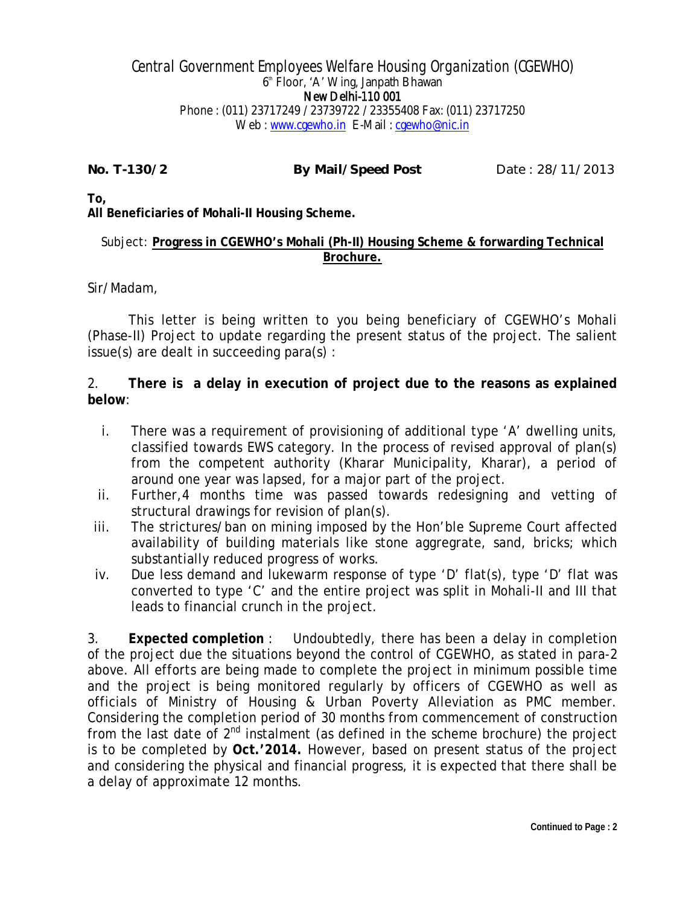# Central Government Employees Welfare Housing Organization (CGEWHO)

6th Floor, 'A' Wing, Janpath Bhawan
New Delhi-110 001
Phone : (011) 23717249 / 23739722 / 23355408 Fax: (011) 23717250
Web : www.cgewho.in E-Mail : cgewho@nic.in

**No. T-130/2** **By Mail/Speed Post** Date : 28/11/2013

**To,**
**All Beneficiaries of Mohali-II Housing Scheme.**

Subject: **Progress in CGEWHO's Mohali (Ph-II) Housing Scheme & forwarding Technical Brochure.**

Sir/Madam,

This letter is being written to you being beneficiary of CGEWHO's Mohali (Phase-II) Project to update regarding the present status of the project. The salient issue(s) are dealt in succeeding para(s) :

2. **There is a delay in execution of project due to the reasons as explained below**:

i. There was a requirement of provisioning of additional type 'A' dwelling units, classified towards EWS category. In the process of revised approval of plan(s) from the competent authority (Kharar Municipality, Kharar), a period of around one year was lapsed, for a major part of the project.

ii. Further,4 months time was passed towards redesigning and vetting of structural drawings for revision of plan(s).

iii. The strictures/ban on mining imposed by the Hon'ble Supreme Court affected availability of building materials like stone aggregrate, sand, bricks; which substantially reduced progress of works.

iv. Due less demand and lukewarm response of type 'D' flat(s), type 'D' flat was converted to type 'C' and the entire project was split in Mohali-II and III that leads to financial crunch in the project.

3. **Expected completion** : Undoubtedly, there has been a delay in completion of the project due the situations beyond the control of CGEWHO, as stated in para-2 above. All efforts are being made to complete the project in minimum possible time and the project is being monitored regularly by officers of CGEWHO as well as officials of Ministry of Housing & Urban Poverty Alleviation as PMC member. Considering the completion period of 30 months from commencement of construction from the last date of 2nd instalment (as defined in the scheme brochure) the project is to be completed by **Oct.'2014.** However, based on present status of the project and considering the physical and financial progress, it is expected that there shall be a delay of approximate 12 months.

**Continued to Page : 2**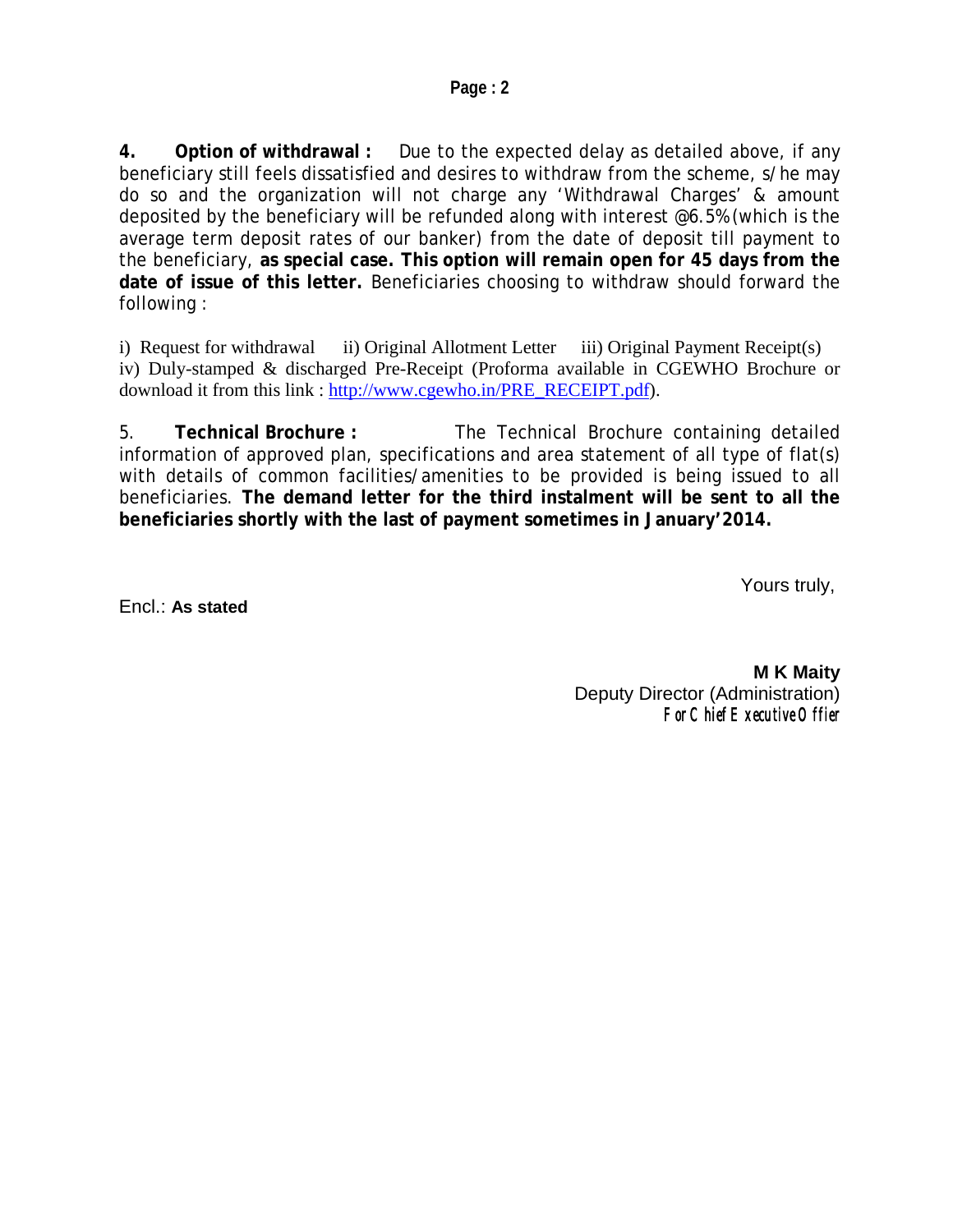**4. Option of withdrawal :** Due to the expected delay as detailed above, if any beneficiary still feels dissatisfied and desires to withdraw from the scheme, s/he may do so and the organization will not charge any 'Withdrawal Charges' & amount deposited by the beneficiary will be refunded along with interest @6.5% (which is the average term deposit rates of our banker) from the date of deposit till payment to the beneficiary, **as special case. This option will remain open for 45 days from the date of issue of this letter.** Beneficiaries choosing to withdraw should forward the following :

i) Request for withdrawal ii) Original Allotment Letter iii) Original Payment Receipt(s) iv) Duly-stamped & discharged Pre-Receipt (Proforma available in CGEWHO Brochure or download it from this link : http://www.cgewho.in/PRE_RECEIPT.pdf).

5. **Technical Brochure :** The Technical Brochure containing detailed information of approved plan, specifications and area statement of all type of flat(s) with details of common facilities/amenities to be provided is being issued to all beneficiaries. **The demand letter for the third instalment will be sent to all the beneficiaries shortly with the last of payment sometimes in January'2014.**

Yours truly,

Encl.: **As stated**

**M K Maity**
Deputy Director (Administration)
For Chief Executive Offier